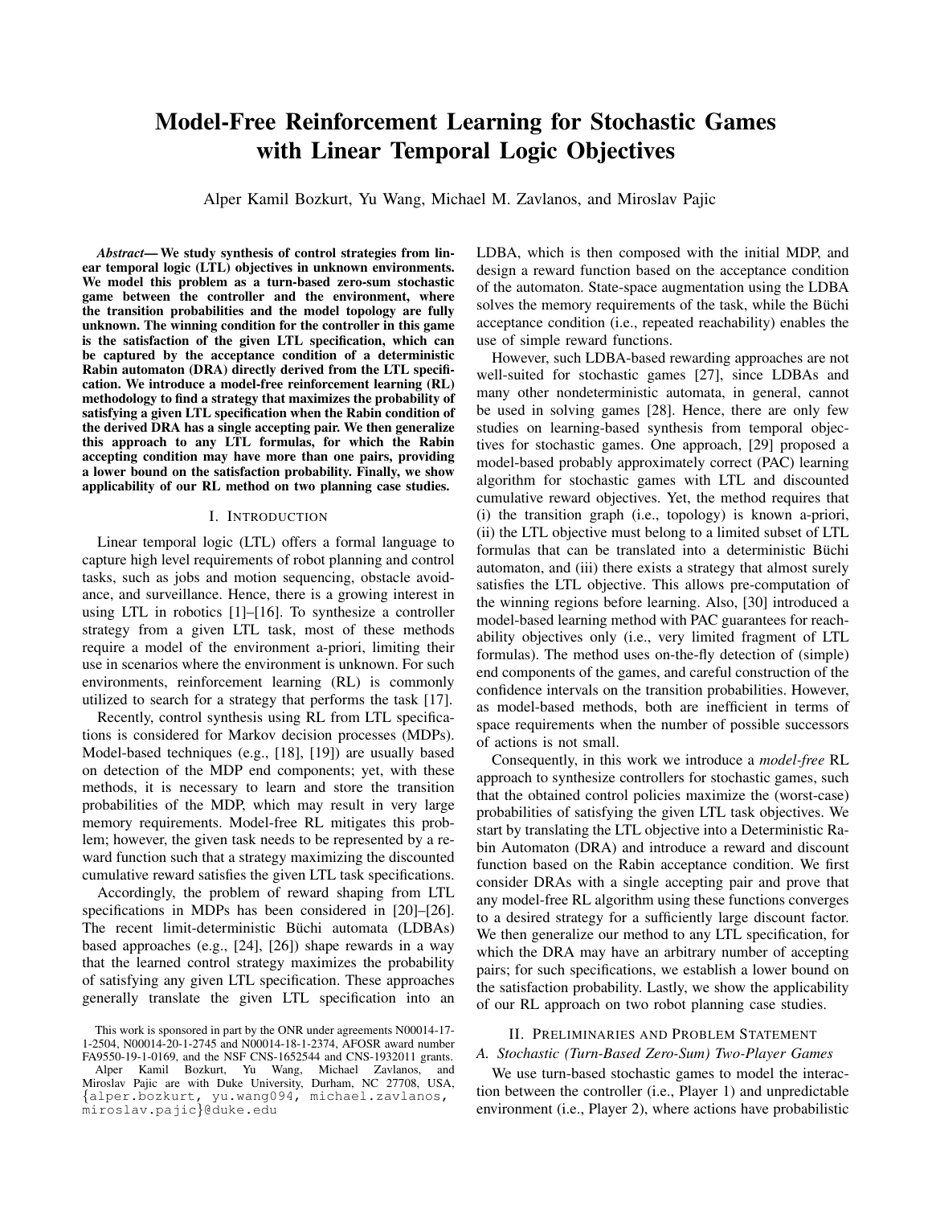# Model-Free Reinforcement Learning for Stochastic Games with Linear Temporal Logic Objectives

Alper Kamil Bozkurt, Yu Wang, Michael M. Zavlanos, and Miroslav Pajic

***Abstract*— We study synthesis of control strategies from linear temporal logic (LTL) objectives in unknown environments. We model this problem as a turn-based zero-sum stochastic game between the controller and the environment, where the transition probabilities and the model topology are fully unknown. The winning condition for the controller in this game is the satisfaction of the given LTL specification, which can be captured by the acceptance condition of a deterministic Rabin automaton (DRA) directly derived from the LTL specification. We introduce a model-free reinforcement learning (RL) methodology to find a strategy that maximizes the probability of satisfying a given LTL specification when the Rabin condition of the derived DRA has a single accepting pair. We then generalize this approach to any LTL formulas, for which the Rabin accepting condition may have more than one pairs, providing a lower bound on the satisfaction probability. Finally, we show applicability of our RL method on two planning case studies.**

## I. Introduction

Linear temporal logic (LTL) offers a formal language to capture high level requirements of robot planning and control tasks, such as jobs and motion sequencing, obstacle avoidance, and surveillance. Hence, there is a growing interest in using LTL in robotics [1]–[16]. To synthesize a controller strategy from a given LTL task, most of these methods require a model of the environment a-priori, limiting their use in scenarios where the environment is unknown. For such environments, reinforcement learning (RL) is commonly utilized to search for a strategy that performs the task [17].

Recently, control synthesis using RL from LTL specifications is considered for Markov decision processes (MDPs). Model-based techniques (e.g., [18], [19]) are usually based on detection of the MDP end components; yet, with these methods, it is necessary to learn and store the transition probabilities of the MDP, which may result in very large memory requirements. Model-free RL mitigates this problem; however, the given task needs to be represented by a reward function such that a strategy maximizing the discounted cumulative reward satisfies the given LTL task specifications.

Accordingly, the problem of reward shaping from LTL specifications in MDPs has been considered in [20]–[26]. The recent limit-deterministic Büchi automata (LDBAs) based approaches (e.g., [24], [26]) shape rewards in a way that the learned control strategy maximizes the probability of satisfying any given LTL specification. These approaches generally translate the given LTL specification into an LDBA, which is then composed with the initial MDP, and design a reward function based on the acceptance condition of the automaton. State-space augmentation using the LDBA solves the memory requirements of the task, while the Büchi acceptance condition (i.e., repeated reachability) enables the use of simple reward functions.

However, such LDBA-based rewarding approaches are not well-suited for stochastic games [27], since LDBAs and many other nondeterministic automata, in general, cannot be used in solving games [28]. Hence, there are only few studies on learning-based synthesis from temporal objectives for stochastic games. One approach, [29] proposed a model-based probably approximately correct (PAC) learning algorithm for stochastic games with LTL and discounted cumulative reward objectives. Yet, the method requires that (i) the transition graph (i.e., topology) is known a-priori, (ii) the LTL objective must belong to a limited subset of LTL formulas that can be translated into a deterministic Büchi automaton, and (iii) there exists a strategy that almost surely satisfies the LTL objective. This allows pre-computation of the winning regions before learning. Also, [30] introduced a model-based learning method with PAC guarantees for reachability objectives only (i.e., very limited fragment of LTL formulas). The method uses on-the-fly detection of (simple) end components of the games, and careful construction of the confidence intervals on the transition probabilities. However, as model-based methods, both are inefficient in terms of space requirements when the number of possible successors of actions is not small.

Consequently, in this work we introduce a *model-free* RL approach to synthesize controllers for stochastic games, such that the obtained control policies maximize the (worst-case) probabilities of satisfying the given LTL task objectives. We start by translating the LTL objective into a Deterministic Rabin Automaton (DRA) and introduce a reward and discount function based on the Rabin acceptance condition. We first consider DRAs with a single accepting pair and prove that any model-free RL algorithm using these functions converges to a desired strategy for a sufficiently large discount factor. We then generalize our method to any LTL specification, for which the DRA may have an arbitrary number of accepting pairs; for such specifications, we establish a lower bound on the satisfaction probability. Lastly, we show the applicability of our RL approach on two robot planning case studies.

## II. Preliminaries and Problem Statement

### A. Stochastic (Turn-Based Zero-Sum) Two-Player Games

We use turn-based stochastic games to model the interaction between the controller (i.e., Player 1) and unpredictable environment (i.e., Player 2), where actions have probabilistic

This work is sponsored in part by the ONR under agreements N00014-17-1-2504, N00014-20-1-2745 and N00014-18-1-2374, AFOSR award number FA9550-19-1-0169, and the NSF CNS-1652544 and CNS-1932011 grants.

Alper Kamil Bozkurt, Yu Wang, Michael Zavlanos, and Miroslav Pajic are with Duke University, Durham, NC 27708, USA, {alper.bozkurt, yu.wang094, michael.zavlanos, miroslav.pajic}@duke.edu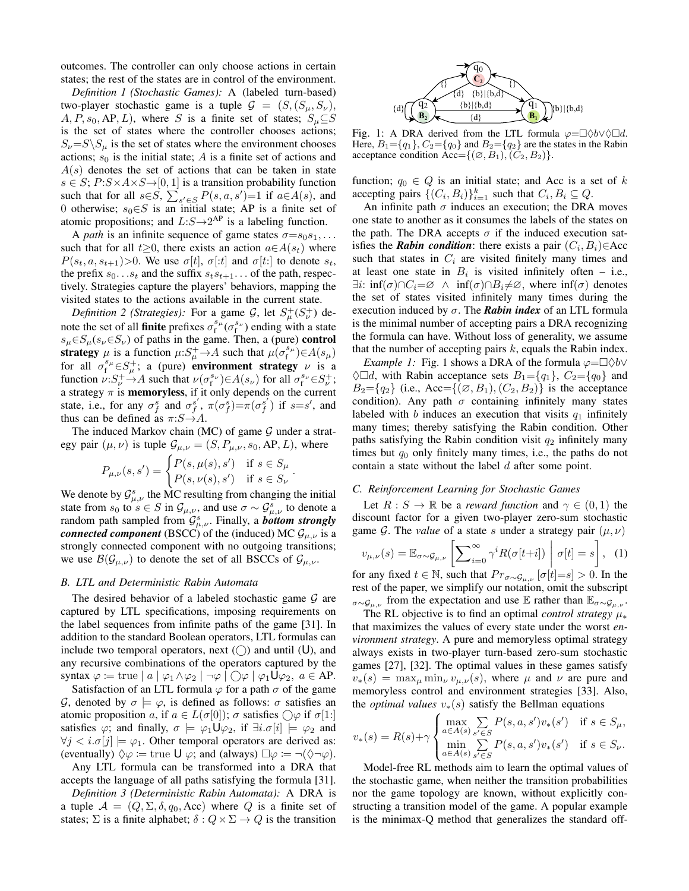outcomes. The controller can only choose actions in certain states; the rest of the states are in control of the environment.

*Definition 1 (Stochastic Games):* A (labeled turn-based) two-player stochastic game is a tuple $\mathcal{G} = (S,(S_\mu, S_\nu), A, P, s_0, \mathrm{AP}, L)$, where $S$ is a finite set of states; $S_\mu \subseteq S$ is the set of states where the controller chooses actions; $S_\nu = S \backslash S_\mu$ is the set of states where the environment chooses actions; $s_0$ is the initial state; $A$ is a finite set of actions and $A(s)$ denotes the set of actions that can be taken in state $s \in S$; $P{:}S{\times}A{\times}S{\to}[0,1]$ is a transition probability function such that for all $s{\in}S$, $\sum_{s' \in S} P(s,a,s'){=}1$ if $a{\in}A(s)$, and 0 otherwise; $s_0{\in}S$ is an initial state; AP is a finite set of atomic propositions; and $L{:}S{\to}2^{\mathrm{AP}}$ is a labeling function.

A *path* is an infinite sequence of game states $\sigma{=}s_0 s_1, \dots$ such that for all $t{\geq}0$, there exists an action $a{\in}A(s_t)$ where $P(s_t, a, s_{t+1}){>}0$. We use $\sigma[t]$, $\sigma[{:}t]$ and $\sigma[t{:}]$ to denote $s_t$, the prefix $s_0 \dots s_t$ and the suffix $s_t s_{t+1} \dots$ of the path, respectively. Strategies capture the players' behaviors, mapping the visited states to the actions available in the current state.

*Definition 2 (Strategies):* For a game $\mathcal{G}$, let $S^+_\mu (S^+_\nu)$ denote the set of all **finite** prefixes $\sigma_{\mathrm{f}}^{s_\mu} (\sigma_{\mathrm{f}}^{s_\nu})$ ending with a state $s_\mu{\in}S_\mu (s_\nu{\in}S_\nu)$ of paths in the game. Then, a (pure) **control strategy** $\mu$ is a function $\mu{:}S^+_\mu{\to}A$ such that $\mu(\sigma_{\mathrm{f}}^{s_\mu}){\in}A(s_\mu)$ for all $\sigma_{\mathrm{f}}^{s_\mu}{\in}S^+_\mu$; a (pure) **environment strategy** $\nu$ is a function $\nu{:}S^+_\nu{\to}A$ such that $\nu(\sigma_{\mathrm{f}}^{s_\nu}){\in}A(s_\nu)$ for all $\sigma_{\mathrm{f}}^{s_\nu}{\in}S^+_\nu$; a strategy $\pi$ is **memoryless**, if it only depends on the current state, i.e., for any $\sigma_f^s$ and $\sigma_f^{s'}$, $\pi(\sigma_f^s){=}\pi(\sigma_f^{s'})$ if $s{=}s'$, and thus can be defined as $\pi{:}S{\to}A$.

The induced Markov chain (MC) of game $\mathcal{G}$ under a strategy pair $(\mu, \nu)$ is tuple $\mathcal{G}_{\mu,\nu} = (S, P_{\mu,\nu}, s_0, \mathrm{AP}, L)$, where

$$P_{\mu,\nu}(s,s') = \begin{cases} P(s,\mu(s),s') & \text{if } s \in S_\mu \\ P(s,\nu(s),s') & \text{if } s \in S_\nu \end{cases}.$$

We denote by $\mathcal{G}^s_{\mu,\nu}$ the MC resulting from changing the initial state from $s_0$ to $s \in S$ in $\mathcal{G}_{\mu,\nu}$, and use $\sigma \sim \mathcal{G}^s_{\mu,\nu}$ to denote a random path sampled from $\mathcal{G}^s_{\mu,\nu}$. Finally, a ***bottom strongly connected component*** (BSCC) of the (induced) MC $\mathcal{G}_{\mu,\nu}$ is a strongly connected component with no outgoing transitions; we use $\mathcal{B}(\mathcal{G}_{\mu,\nu})$ to denote the set of all BSCCs of $\mathcal{G}_{\mu,\nu}$.

### *B. LTL and Deterministic Rabin Automata*

The desired behavior of a labeled stochastic game $\mathcal{G}$ are captured by LTL specifications, imposing requirements on the label sequences from infinite paths of the game [31]. In addition to the standard Boolean operators, LTL formulas can include two temporal operators, next ($\bigcirc$) and until ($\mathsf{U}$), and any recursive combinations of the operators captured by the syntax $\varphi \coloneqq \mathrm{true} \mid a \mid \varphi_1 {\wedge} \varphi_2 \mid \neg\varphi \mid \bigcirc\varphi \mid \varphi_1 \mathsf{U} \varphi_2,\ a \in \mathrm{AP}$.

Satisfaction of an LTL formula $\varphi$ for a path $\sigma$ of the game $\mathcal{G}$, denoted by $\sigma \models \varphi$, is defined as follows: $\sigma$ satisfies an atomic proposition $a$, if $a \in L(\sigma[0])$; $\sigma$ satisfies $\bigcirc\varphi$ if $\sigma[1{:}]$ satisfies $\varphi$; and finally, $\sigma \models \varphi_1 \mathsf{U} \varphi_2$, if $\exists i.\sigma[i] \models \varphi_2$ and $\forall j < i.\sigma[j] \models \varphi_1$. Other temporal operators are derived as: (eventually) $\Diamond\varphi \coloneqq \mathrm{true}\ \mathsf{U}\ \varphi$; and (always) $\Box\varphi \coloneqq \neg(\Diamond\neg\varphi)$.

Any LTL formula can be transformed into a DRA that accepts the language of all paths satisfying the formula [31].

*Definition 3 (Deterministic Rabin Automata):* A DRA is a tuple $\mathcal{A} = (Q, \Sigma, \delta, q_0, \mathrm{Acc})$ where $Q$ is a finite set of states; $\Sigma$ is a finite alphabet; $\delta: Q \times \Sigma \to Q$ is the transition function; $q_0 \in Q$ is an initial state; and Acc is a set of $k$ accepting pairs $\{(C_i, B_i)\}_{i=1}^k$ such that $C_i, B_i \subseteq Q$.

Fig. 1: A DRA derived from the LTL formula $\varphi{=}\Box\Diamond b{\vee}\Diamond\Box d$. Here, $B_1{=}\{q_1\}$, $C_2{=}\{q_0\}$ and $B_2{=}\{q_2\}$ are the states in the Rabin acceptance condition $\mathrm{Acc}{=}\{(\varnothing, B_1), (C_2, B_2)\}$.

An infinite path $\sigma$ induces an execution; the DRA moves one state to another as it consumes the labels of the states on the path. The DRA accepts $\sigma$ if the induced execution satisfies the ***Rabin condition***: there exists a pair $(C_i, B_i){\in}\mathrm{Acc}$ such that states in $C_i$ are visited finitely many times and at least one state in $B_i$ is visited infinitely often – i.e., $\exists i{:}\ \inf(\sigma){\cap}C_i{=}\varnothing\ \wedge\ \inf(\sigma){\cap}B_i{\neq}\varnothing$, where $\inf(\sigma)$ denotes the set of states visited infinitely many times during the execution induced by $\sigma$. The ***Rabin index*** of an LTL formula is the minimal number of accepting pairs a DRA recognizing the formula can have. Without loss of generality, we assume that the number of accepting pairs $k$, equals the Rabin index.

*Example 1:* Fig. 1 shows a DRA of the formula $\varphi{=}\Box\Diamond b{\vee}\Diamond\Box d$, with Rabin acceptance sets $B_1{=}\{q_1\}$, $C_2{=}\{q_0\}$ and $B_2{=}\{q_2\}$ (i.e., $\mathrm{Acc}{=}\{(\varnothing, B_1), (C_2, B_2)\}$ is the acceptance condition). Any path $\sigma$ containing infinitely many states labeled with $b$ induces an execution that visits $q_1$ infinitely many times; thereby satisfying the Rabin condition. Other paths satisfying the Rabin condition visit $q_2$ infinitely many times but $q_0$ only finitely many times, i.e., the paths do not contain a state without the label $d$ after some point.

### *C. Reinforcement Learning for Stochastic Games*

Let $R: S \to \mathbb{R}$ be a *reward function* and $\gamma \in (0,1)$ the discount factor for a given two-player zero-sum stochastic game $\mathcal{G}$. The *value* of a state $s$ under a strategy pair $(\mu, \nu)$

$$v_{\mu,\nu}(s) = \mathbb{E}_{\sigma\sim\mathcal{G}_{\mu,\nu}}\left[\sum_{i=0}^{\infty} \gamma^i R(\sigma[t{+}i]) \;\middle|\; \sigma[t] = s\right], \quad (1)$$

for any fixed $t \in \mathbb{N}$, such that $Pr_{\sigma\sim\mathcal{G}_{\mu,\nu}}[\sigma[t]{=}s] > 0$. In the rest of the paper, we simplify our notation, omit the subscript $_{\sigma\sim\mathcal{G}_{\mu,\nu}}$ from the expectation and use $\mathbb{E}$ rather than $\mathbb{E}_{\sigma\sim\mathcal{G}_{\mu,\nu}}$.

The RL objective is to find an optimal *control strategy* $\mu_*$ that maximizes the values of every state under the worst *environment strategy*. A pure and memoryless optimal strategy always exists in two-player turn-based zero-sum stochastic games [27], [32]. The optimal values in these games satisfy $v_*(s) = \max_\mu \min_\nu v_{\mu,\nu}(s)$, where $\mu$ and $\nu$ are pure and memoryless control and environment strategies [33]. Also, the *optimal values* $v_*(s)$ satisfy the Bellman equations

$$v_*(s) = R(s) {+} \gamma \begin{cases} \max\limits_{a \in A(s)} \sum\limits_{s' \in S} P(s,a,s') v_*(s') & \text{if } s \in S_\mu, \\ \min\limits_{a \in A(s)} \sum\limits_{s' \in S} P(s,a,s') v_*(s') & \text{if } s \in S_\nu. \end{cases}$$

Model-free RL methods aim to learn the optimal values of the stochastic game, when neither the transition probabilities nor the game topology are known, without explicitly constructing a transition model of the game. A popular example is the minimax-Q method that generalizes the standard off-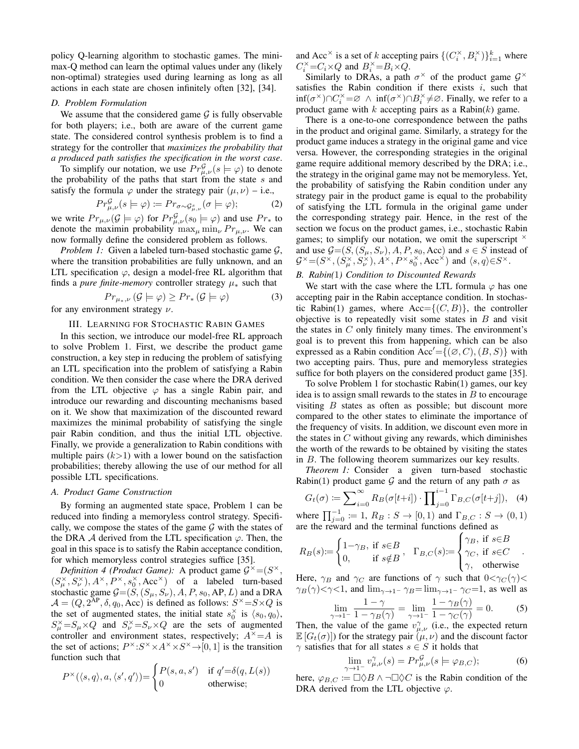policy Q-learning algorithm to stochastic games. The minimax-Q method can learn the optimal values under any (likely non-optimal) strategies used during learning as long as all actions in each state are chosen infinitely often [32], [34].

### D. Problem Formulation

We assume that the considered game $\mathcal{G}$ is fully observable for both players; i.e., both are aware of the current game state. The considered control synthesis problem is to find a strategy for the controller that *maximizes the probability that a produced path satisfies the specification in the worst case*.

To simplify our notation, we use $Pr^{\mathcal{G}}_{\mu,\nu}(s \models \varphi)$ to denote the probability of the paths that start from the state $s$ and satisfy the formula $\varphi$ under the strategy pair $(\mu, \nu)$ – i.e.,

$$Pr^{\mathcal{G}}_{\mu,\nu}(s \models \varphi) := Pr_{\sigma \sim \mathcal{G}^{s}_{\mu,\nu}}(\sigma \models \varphi); \tag{2}$$

we write $Pr_{\mu,\nu}(\mathcal{G} \models \varphi)$ for $Pr^{\mathcal{G}}_{\mu,\nu}(s_0 \models \varphi)$ and use $Pr_*$ to denote the maximin probability $\max_\mu \min_\nu Pr_{\mu,\nu}$. We can now formally define the considered problem as follows.

*Problem 1:* Given a labeled turn-based stochastic game $\mathcal{G}$, where the transition probabilities are fully unknown, and an LTL specification $\varphi$, design a model-free RL algorithm that finds a *pure finite-memory* controller strategy $\mu_*$ such that

$$Pr_{\mu_*,\nu}(\mathcal{G} \models \varphi) \geq Pr_*(\mathcal{G} \models \varphi) \tag{3}$$

for any environment strategy $\nu$.

## III. Learning for Stochastic Rabin Games

In this section, we introduce our model-free RL approach to solve Problem 1. First, we describe the product game construction, a key step in reducing the problem of satisfying an LTL specification into the problem of satisfying a Rabin condition. We then consider the case where the DRA derived from the LTL objective $\varphi$ has a single Rabin pair, and introduce our rewarding and discounting mechanisms based on it. We show that maximization of the discounted reward maximizes the minimal probability of satisfying the single pair Rabin condition, and thus the initial LTL objective. Finally, we provide a generalization to Rabin conditions with multiple pairs ($k>1$) with a lower bound on the satisfaction probabilities; thereby allowing the use of our method for all possible LTL specifications.

### A. Product Game Construction

By forming an augmented state space, Problem 1 can be reduced into finding a memoryless control strategy. Specifically, we compose the states of the game $\mathcal{G}$ with the states of the DRA $\mathcal{A}$ derived from the LTL specification $\varphi$. Then, the goal in this space is to satisfy the Rabin acceptance condition, for which memoryless control strategies suffice [35].

*Definition 4 (Product Game):* A product game $\mathcal{G}^\times = (S^\times, (S^\times_\mu, S^\times_\nu), A^\times, P^\times, s^\times_0, \mathrm{Acc}^\times)$ of a labeled turn-based stochastic game $\mathcal{G} = (S, (S_\mu, S_\nu), A, P, s_0, \mathrm{AP}, L)$ and a DRA $\mathcal{A} = (Q, 2^{\mathrm{AP}}, \delta, q_0, \mathrm{Acc})$ is defined as follows: $S^\times = S \times Q$ is the set of augmented states, the initial state $s^\times_0$ is $\langle s_0, q_0 \rangle$, $S^\times_\mu = S_\mu \times Q$ and $S^\times_\nu = S_\nu \times Q$ are the sets of augmented controller and environment states, respectively; $A^\times = A$ is the set of actions; $P^\times : S^\times \times A^\times \times S^\times \to [0,1]$ is the transition function such that

$$P^\times(\langle s, q\rangle, a, \langle s', q'\rangle) = \begin{cases} P(s,a,s') & \text{if } q' = \delta(q, L(s)) \\ 0 & \text{otherwise;} \end{cases}$$

and $\mathrm{Acc}^\times$ is a set of $k$ accepting pairs $\{(C^\times_i, B^\times_i)\}^k_{i=1}$ where $C^\times_i = C_i \times Q$ and $B^\times_i = B_i \times Q$.

Similarly to DRAs, a path $\sigma^\times$ of the product game $\mathcal{G}^\times$ satisfies the Rabin condition if there exists $i$, such that $\inf(\sigma^\times) \cap C^\times_i = \varnothing \ \wedge \ \inf(\sigma^\times) \cap B^\times_i \neq \varnothing$. Finally, we refer to a product game with $k$ accepting pairs as a Rabin($k$) game.

There is a one-to-one correspondence between the paths in the product and original game. Similarly, a strategy for the product game induces a strategy in the original game and vice versa. However, the corresponding strategies in the original game require additional memory described by the DRA; i.e., the strategy in the original game may not be memoryless. Yet, the probability of satisfying the Rabin condition under any strategy pair in the product game is equal to the probability of satisfying the LTL formula in the original game under the corresponding strategy pair. Hence, in the rest of the section we focus on the product games, i.e., stochastic Rabin games; to simplify our notation, we omit the superscript $^\times$ and use $\mathcal{G} = (S, (S_\mu, S_\nu), A, P, s_0, \mathrm{Acc})$ and $s \in S$ instead of $\mathcal{G}^\times = (S^\times, (S^\times_\mu, S^\times_\nu), A^\times, P^\times s^\times_0, \mathrm{Acc}^\times)$ and $\langle s, q\rangle \in S^\times$.

### B. Rabin(1) Condition to Discounted Rewards

We start with the case where the LTL formula $\varphi$ has one accepting pair in the Rabin acceptance condition. In stochastic Rabin(1) games, where $\mathrm{Acc} = \{(C, B)\}$, the controller objective is to repeatedly visit some states in $B$ and visit the states in $C$ only finitely many times. The environment's goal is to prevent this from happening, which can be also expressed as a Rabin condition $\mathrm{Acc}' = \{(\varnothing, C), (B, S)\}$ with two accepting pairs. Thus, pure and memoryless strategies suffice for both players on the considered product game [35].

To solve Problem 1 for stochastic Rabin(1) games, our key idea is to assign small rewards to the states in $B$ to encourage visiting $B$ states as often as possible; but discount more compared to the other states to eliminate the importance of the frequency of visits. In addition, we discount even more in the states in $C$ without giving any rewards, which diminishes the worth of the rewards to be obtained by visiting the states in $B$. The following theorem summarizes our key results.

*Theorem 1:* Consider a given turn-based stochastic Rabin(1) product game $\mathcal{G}$ and the return of any path $\sigma$ as

$$G_t(\sigma) := \sum_{i=0}^{\infty} R_B(\sigma[t+i]) \cdot \prod_{j=0}^{i-1} \Gamma_{B,C}(\sigma[t+j]), \tag{4}$$

where $\prod_{j=0}^{-1} := 1$, $R_B : S \to [0,1)$ and $\Gamma_{B,C} : S \to (0,1)$ are the reward and the terminal functions defined as

$$R_B(s) := \begin{cases} 1-\gamma_B, & \text{if } s \in B \\ 0, & \text{if } s \notin B \end{cases}, \quad \Gamma_{B,C}(s) := \begin{cases} \gamma_B, & \text{if } s \in B \\ \gamma_C, & \text{if } s \in C \\ \gamma, & \text{otherwise} \end{cases}.$$

Here, $\gamma_B$ and $\gamma_C$ are functions of $\gamma$ such that $0 < \gamma_C(\gamma) < \gamma_B(\gamma) < \gamma < 1$, and $\lim_{\gamma \to 1^-} \gamma_B = \lim_{\gamma \to 1^-} \gamma_C = 1$, as well as

$$\lim_{\gamma \to 1^-} \frac{1-\gamma}{1-\gamma_B(\gamma)} = \lim_{\gamma \to 1^-} \frac{1-\gamma_B(\gamma)}{1-\gamma_C(\gamma)} = 0. \tag{5}$$

Then, the value of the game $v^\gamma_{\mu,\nu}$ (i.e., the expected return $\mathbb{E}[G_t(\sigma)]$) for the strategy pair $(\mu, \nu)$ and the discount factor $\gamma$ satisfies that for all states $s \in S$ it holds that

$$\lim_{\gamma \to 1^-} v^\gamma_{\mu,\nu}(s) = Pr^{\mathcal{G}}_{\mu,\nu}(s \models \varphi_{B,C}); \tag{6}$$

here, $\varphi_{B,C} := \Box\Diamond B \wedge \neg\Box\Diamond C$ is the Rabin condition of the DRA derived from the LTL objective $\varphi$.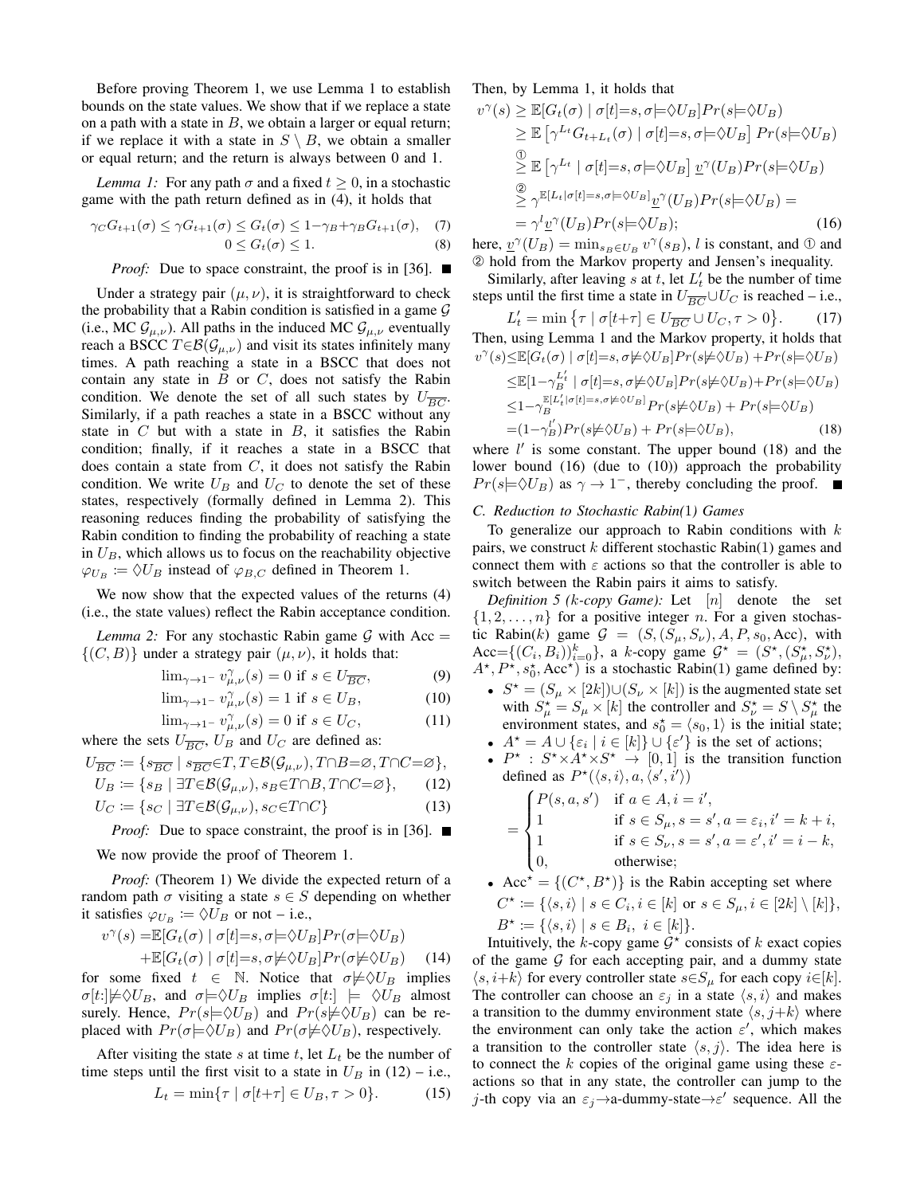Before proving Theorem 1, we use Lemma 1 to establish bounds on the state values. We show that if we replace a state on a path with a state in $B$, we obtain a larger or equal return; if we replace it with a state in $S \setminus B$, we obtain a smaller or equal return; and the return is always between 0 and 1.

*Lemma 1:* For any path $\sigma$ and a fixed $t \geq 0$, in a stochastic game with the path return defined as in (4), it holds that

$$\gamma_C G_{t+1}(\sigma) \leq \gamma G_{t+1}(\sigma) \leq G_t(\sigma) \leq 1 - \gamma_B + \gamma_B G_{t+1}(\sigma), \quad (7)$$

$$0 \leq G_t(\sigma) \leq 1. \quad (8)$$

*Proof:* Due to space constraint, the proof is in [36]. ■

Under a strategy pair $(\mu, \nu)$, it is straightforward to check the probability that a Rabin condition is satisfied in a game $\mathcal{G}$ (i.e., MC $\mathcal{G}_{\mu,\nu}$). All paths in the induced MC $\mathcal{G}_{\mu,\nu}$ eventually reach a BSCC $T \in \mathcal{B}(\mathcal{G}_{\mu,\nu})$ and visit its states infinitely many times. A path reaching a state in a BSCC that does not contain any state in $B$ or $C$, does not satisfy the Rabin condition. We denote the set of all such states by $U_{\overline{BC}}$. Similarly, if a path reaches a state in a BSCC without any state in $C$ but with a state in $B$, it satisfies the Rabin condition; finally, if it reaches a state in a BSCC that does contain a state from $C$, it does not satisfy the Rabin condition. We write $U_B$ and $U_C$ to denote the set of these states, respectively (formally defined in Lemma 2). This reasoning reduces finding the probability of satisfying the Rabin condition to finding the probability of reaching a state in $U_B$, which allows us to focus on the reachability objective $\varphi_{U_B} \coloneqq \lozenge U_B$ instead of $\varphi_{B,C}$ defined in Theorem 1.

We now show that the expected values of the returns (4) (i.e., the state values) reflect the Rabin acceptance condition.

*Lemma 2:* For any stochastic Rabin game $\mathcal{G}$ with Acc $= \{(C, B)\}$ under a strategy pair $(\mu, \nu)$, it holds that:

$$\lim_{\gamma \to 1^-} v^{\gamma}_{\mu,\nu}(s) = 0 \text{ if } s \in U_{\overline{BC}}, \quad (9)$$

$$\lim_{\gamma \to 1^-} v^{\gamma}_{\mu,\nu}(s) = 1 \text{ if } s \in U_B, \quad (10)$$

$$\lim_{\gamma \to 1^-} v^{\gamma}_{\mu,\nu}(s) = 0 \text{ if } s \in U_C, \quad (11)$$

where the sets $U_{\overline{BC}}$, $U_B$ and $U_C$ are defined as:

$$U_{\overline{BC}} \coloneqq \{s_{\overline{BC}} \mid s_{\overline{BC}} \in T, T \in \mathcal{B}(\mathcal{G}_{\mu,\nu}), T \cap B = \varnothing, T \cap C = \varnothing\},$$

$$U_B \coloneqq \{s_B \mid \exists T \in \mathcal{B}(\mathcal{G}_{\mu,\nu}), s_B \in T \cap B, T \cap C = \varnothing\}, \quad (12)$$

$$U_C \coloneqq \{s_C \mid \exists T \in \mathcal{B}(\mathcal{G}_{\mu,\nu}), s_C \in T \cap C\} \quad (13)$$

*Proof:* Due to space constraint, the proof is in [36]. ■

We now provide the proof of Theorem 1.

*Proof:* (Theorem 1) We divide the expected return of a random path $\sigma$ visiting a state $s \in S$ depending on whether it satisfies $\varphi_{U_B} \coloneqq \lozenge U_B$ or not – i.e.,

$$\begin{aligned} v^{\gamma}(s) = &\mathbb{E}[G_t(\sigma) \mid \sigma[t]{=}s, \sigma{\models}\lozenge U_B] Pr(\sigma{\models}\lozenge U_B) \\ &+ \mathbb{E}[G_t(\sigma) \mid \sigma[t]{=}s, \sigma{\not\models}\lozenge U_B] Pr(\sigma{\not\models}\lozenge U_B) \end{aligned} \quad (14)$$

for some fixed $t \in \mathbb{N}$. Notice that $\sigma \not\models \lozenge U_B$ implies $\sigma[t{:}] \not\models \lozenge U_B$, and $\sigma \models \lozenge U_B$ implies $\sigma[t{:}] \models \lozenge U_B$ almost surely. Hence, $Pr(s{\models}\lozenge U_B)$ and $Pr(s{\not\models}\lozenge U_B)$ can be replaced with $Pr(\sigma{\models}\lozenge U_B)$ and $Pr(\sigma{\not\models}\lozenge U_B)$, respectively.

After visiting the state $s$ at time $t$, let $L_t$ be the number of time steps until the first visit to a state in $U_B$ in (12) – i.e.,

$$L_t = \min\{\tau \mid \sigma[t+\tau] \in U_B, \tau > 0\}. \quad (15)$$

Then, by Lemma 1, it holds that

$$\begin{aligned} v^{\gamma}(s) &\geq \mathbb{E}[G_t(\sigma) \mid \sigma[t]{=}s, \sigma{\models}\lozenge U_B] Pr(s{\models}\lozenge U_B) \\ &\geq \mathbb{E}\left[\gamma^{L_t} G_{t+L_t}(\sigma) \mid \sigma[t]{=}s, \sigma{\models}\lozenge U_B\right] Pr(s{\models}\lozenge U_B) \\ &\overset{①}{\geq} \mathbb{E}\left[\gamma^{L_t} \mid \sigma[t]{=}s, \sigma{\models}\lozenge U_B\right] \underline{v}^{\gamma}(U_B) Pr(s{\models}\lozenge U_B) \\ &\overset{②}{\geq} \gamma^{\mathbb{E}[L_t \mid \sigma[t]=s, \sigma\models\lozenge U_B]} \underline{v}^{\gamma}(U_B) Pr(s{\models}\lozenge U_B) = \\ &= \gamma^{l} \underline{v}^{\gamma}(U_B) Pr(s{\models}\lozenge U_B); \end{aligned} \quad (16)$$

here, $\underline{v}^{\gamma}(U_B) = \min_{s_B \in U_B} v^{\gamma}(s_B)$, $l$ is constant, and ① and ② hold from the Markov property and Jensen's inequality.

Similarly, after leaving $s$ at $t$, let $L'_t$ be the number of time steps until the first time a state in $U_{\overline{BC}} \cup U_C$ is reached – i.e.,

$$L'_t = \min\left\{\tau \mid \sigma[t+\tau] \in U_{\overline{BC}} \cup U_C, \tau > 0\right\}. \quad (17)$$

Then, using Lemma 1 and the Markov property, it holds that

$$\begin{aligned} v^{\gamma}(s) &\leq \mathbb{E}[G_t(\sigma) \mid \sigma[t]{=}s, \sigma{\not\models}\lozenge U_B] Pr(s{\not\models}\lozenge U_B) + Pr(s{\models}\lozenge U_B) \\ &\leq \mathbb{E}[1 - \gamma_B^{L'_t} \mid \sigma[t]{=}s, \sigma{\not\models}\lozenge U_B] Pr(s{\not\models}\lozenge U_B) + Pr(s{\models}\lozenge U_B) \\ &\leq 1 - \gamma_B^{\mathbb{E}[L'_t \mid \sigma[t]=s, \sigma\not\models\lozenge U_B]} Pr(s{\not\models}\lozenge U_B) + Pr(s{\models}\lozenge U_B) \\ &= (1 - \gamma_B^{l'}) Pr(s{\not\models}\lozenge U_B) + Pr(s{\models}\lozenge U_B), \end{aligned} \quad (18)$$

where $l'$ is some constant. The upper bound (18) and the lower bound (16) (due to (10)) approach the probability $Pr(s{\models}\lozenge U_B)$ as $\gamma \to 1^-$, thereby concluding the proof. ■

### C. Reduction to Stochastic Rabin(1) Games

To generalize our approach to Rabin conditions with $k$ pairs, we construct $k$ different stochastic Rabin(1) games and connect them with $\varepsilon$ actions so that the controller is able to switch between the Rabin pairs it aims to satisfy.

*Definition 5 ($k$-copy Game):* Let $[n]$ denote the set $\{1, 2, \ldots, n\}$ for a positive integer $n$. For a given stochastic Rabin($k$) game $\mathcal{G} = (S, (S_\mu, S_\nu), A, P, s_0, \text{Acc})$, with Acc$=\{(C_i, B_i)\}_{i=0}^{k}\}$, a $k$-copy game $\mathcal{G}^\star = (S^\star, (S^\star_\mu, S^\star_\nu), A^\star, P^\star, s^\star_0, \text{Acc}^\star)$ is a stochastic Rabin(1) game defined by:

- $S^\star = (S_\mu \times [2k]) \cup (S_\nu \times [k])$ is the augmented state set with $S^\star_\mu = S_\mu \times [k]$ the controller and $S^\star_\nu = S \setminus S^\star_\mu$ the environment states, and $s^\star_0 = \langle s_0, 1\rangle$ is the initial state;
- $A^\star = A \cup \{\varepsilon_i \mid i \in [k]\} \cup \{\varepsilon'\}$ is the set of actions;
- $P^\star : S^\star \times A^\star \times S^\star \to [0, 1]$ is the transition function defined as $P^\star(\langle s, i\rangle, a, \langle s', i'\rangle)$

$$= \begin{cases} P(s, a, s') & \text{if } a \in A, i = i', \\ 1 & \text{if } s \in S_\mu, s = s', a = \varepsilon_i, i' = k + i, \\ 1 & \text{if } s \in S_\nu, s = s', a = \varepsilon', i' = i - k, \\ 0, & \text{otherwise;} \end{cases}$$

- Acc$^\star = \{(C^\star, B^\star)\}$ is the Rabin accepting set where $C^\star \coloneqq \{\langle s, i\rangle \mid s \in C_i, i \in [k] \text{ or } s \in S_\mu, i \in [2k] \setminus [k]\}$, $B^\star \coloneqq \{\langle s, i\rangle \mid s \in B_i,\ i \in [k]\}$.

Intuitively, the $k$-copy game $\mathcal{G}^\star$ consists of $k$ exact copies of the game $\mathcal{G}$ for each accepting pair, and a dummy state $\langle s, i{+}k\rangle$ for every controller state $s{\in}S_\mu$ for each copy $i{\in}[k]$. The controller can choose an $\varepsilon_j$ in a state $\langle s, i\rangle$ and makes a transition to the dummy environment state $\langle s, j{+}k\rangle$ where the environment can only take the action $\varepsilon'$, which makes a transition to the controller state $\langle s, j\rangle$. The idea here is to connect the $k$ copies of the original game using these $\varepsilon$-actions so that in any state, the controller can jump to the $j$-th copy via an $\varepsilon_j{\to}$a-dummy-state${\to}\varepsilon'$ sequence. All the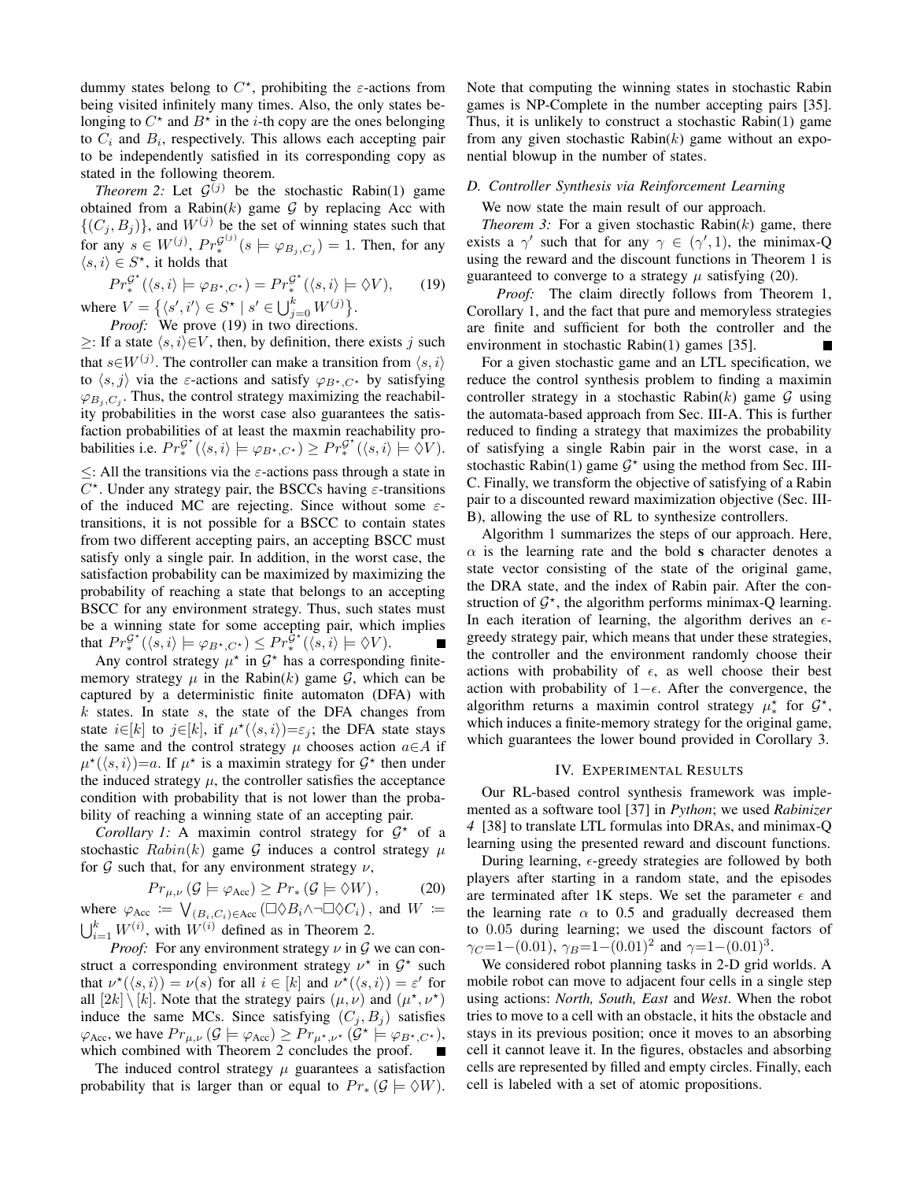dummy states belong to $C^\star$, prohibiting the $\varepsilon$-actions from being visited infinitely many times. Also, the only states belonging to $C^\star$ and $B^\star$ in the $i$-th copy are the ones belonging to $C_i$ and $B_i$, respectively. This allows each accepting pair to be independently satisfied in its corresponding copy as stated in the following theorem.

*Theorem 2:* Let $\mathcal{G}^{(j)}$ be the stochastic Rabin(1) game obtained from a Rabin($k$) game $\mathcal{G}$ by replacing Acc with $\{(C_j, B_j)\}$, and $W^{(j)}$ be the set of winning states such that for any $s \in W^{(j)}$, $Pr_*^{\mathcal{G}^{(j)}}(s \models \varphi_{B_j,C_j}) = 1$. Then, for any $\langle s, i\rangle \in S^\star$, it holds that

$$Pr_*^{\mathcal{G}^\star}(\langle s, i\rangle \models \varphi_{B^\star,C^\star}) = Pr_*^{\mathcal{G}^\star}(\langle s, i\rangle \models \Diamond V), \tag{19}$$

where $V = \{\langle s', i'\rangle \in S^\star \mid s' \in \bigcup_{j=0}^{k} W^{(j)}\}$.

*Proof:* We prove (19) in two directions.

$\geq$: If a state $\langle s, i\rangle \in V$, then, by definition, there exists $j$ such that $s \in W^{(j)}$. The controller can make a transition from $\langle s, i\rangle$ to $\langle s, j\rangle$ via the $\varepsilon$-actions and satisfy $\varphi_{B^\star,C^\star}$ by satisfying $\varphi_{B_j,C_j}$. Thus, the control strategy maximizing the reachability probabilities in the worst case also guarantees the satisfaction probabilities of at least the maxmin reachability probabilities i.e. $Pr_*^{\mathcal{G}^\star}(\langle s, i\rangle \models \varphi_{B^\star,C^\star}) \geq Pr_*^{\mathcal{G}^\star}(\langle s, i\rangle \models \Diamond V)$.

$\leq$: All the transitions via the $\varepsilon$-actions pass through a state in $C^\star$. Under any strategy pair, the BSCCs having $\varepsilon$-transitions of the induced MC are rejecting. Since without some $\varepsilon$-transitions, it is not possible for a BSCC to contain states from two different accepting pairs, an accepting BSCC must satisfy only a single pair. In addition, in the worst case, the satisfaction probability can be maximized by maximizing the probability of reaching a state that belongs to an accepting BSCC for any environment strategy. Thus, such states must be a winning state for some accepting pair, which implies that $Pr_*^{\mathcal{G}^\star}(\langle s, i\rangle \models \varphi_{B^\star,C^\star}) \leq Pr_*^{\mathcal{G}^\star}(\langle s, i\rangle \models \Diamond V)$. ■

Any control strategy $\mu^\star$ in $\mathcal{G}^\star$ has a corresponding finite-memory strategy $\mu$ in the Rabin($k$) game $\mathcal{G}$, which can be captured by a deterministic finite automaton (DFA) with $k$ states. In state $s$, the state of the DFA changes from state $i \in [k]$ to $j \in [k]$, if $\mu^\star(\langle s, i\rangle) = \varepsilon_j$; the DFA state stays the same and the control strategy $\mu$ chooses action $a \in A$ if $\mu^\star(\langle s, i\rangle) = a$. If $\mu^\star$ is a maximin strategy for $\mathcal{G}^\star$ then under the induced strategy $\mu$, the controller satisfies the acceptance condition with probability that is not lower than the probability of reaching a winning state of an accepting pair.

*Corollary 1:* A maximin control strategy for $\mathcal{G}^\star$ of a stochastic $Rabin(k)$ game $\mathcal{G}$ induces a control strategy $\mu$ for $\mathcal{G}$ such that, for any environment strategy $\nu$,

$$Pr_{\mu,\nu}(\mathcal{G} \models \varphi_{\text{Acc}}) \geq Pr_*(\mathcal{G} \models \Diamond W), \tag{20}$$

where $\varphi_{\text{Acc}} := \bigvee_{(B_i,C_i)\in \text{Acc}} (\Box\Diamond B_i \wedge \neg\Box\Diamond C_i)$, and $W := \bigcup_{i=1}^{k} W^{(i)}$, with $W^{(i)}$ defined as in Theorem 2.

*Proof:* For any environment strategy $\nu$ in $\mathcal{G}$ we can construct a corresponding environment strategy $\nu^\star$ in $\mathcal{G}^\star$ such that $\nu^\star(\langle s, i\rangle) = \nu(s)$ for all $i \in [k]$ and $\nu^\star(\langle s, i\rangle) = \varepsilon'$ for all $[2k] \setminus [k]$. Note that the strategy pairs $(\mu, \nu)$ and $(\mu^\star, \nu^\star)$ induce the same MCs. Since satisfying $(C_j, B_j)$ satisfies $\varphi_{\text{Acc}}$, we have $Pr_{\mu,\nu}(\mathcal{G} \models \varphi_{\text{Acc}}) \geq Pr_{\mu^\star,\nu^\star}(\mathcal{G}^\star \models \varphi_{B^\star,C^\star})$, which combined with Theorem 2 concludes the proof. ■

The induced control strategy $\mu$ guarantees a satisfaction probability that is larger than or equal to $Pr_*(\mathcal{G} \models \Diamond W)$. Note that computing the winning states in stochastic Rabin games is NP-Complete in the number accepting pairs [35]. Thus, it is unlikely to construct a stochastic Rabin(1) game from any given stochastic Rabin($k$) game without an exponential blowup in the number of states.

### D. Controller Synthesis via Reinforcement Learning

We now state the main result of our approach.

*Theorem 3:* For a given stochastic Rabin($k$) game, there exists a $\gamma'$ such that for any $\gamma \in (\gamma', 1)$, the minimax-Q using the reward and the discount functions in Theorem 1 is guaranteed to converge to a strategy $\mu$ satisfying (20).

*Proof:* The claim directly follows from Theorem 1, Corollary 1, and the fact that pure and memoryless strategies are finite and sufficient for both the controller and the environment in stochastic Rabin(1) games [35]. ■

For a given stochastic game and an LTL specification, we reduce the control synthesis problem to finding a maximin controller strategy in a stochastic Rabin($k$) game $\mathcal{G}$ using the automata-based approach from Sec. III-A. This is further reduced to finding a strategy that maximizes the probability of satisfying a single Rabin pair in the worst case, in a stochastic Rabin(1) game $\mathcal{G}^\star$ using the method from Sec. III-C. Finally, we transform the objective of satisfying of a Rabin pair to a discounted reward maximization objective (Sec. III-B), allowing the use of RL to synthesize controllers.

Algorithm 1 summarizes the steps of our approach. Here, $\alpha$ is the learning rate and the bold $\mathbf{s}$ character denotes a state vector consisting of the state of the original game, the DRA state, and the index of Rabin pair. After the construction of $\mathcal{G}^\star$, the algorithm performs minimax-Q learning. In each iteration of learning, the algorithm derives an $\epsilon$-greedy strategy pair, which means that under these strategies, the controller and the environment randomly choose their actions with probability of $\epsilon$, as well choose their best action with probability of $1-\epsilon$. After the convergence, the algorithm returns a maximin control strategy $\mu_*^\star$ for $\mathcal{G}^\star$, which induces a finite-memory strategy for the original game, which guarantees the lower bound provided in Corollary 3.

## IV. Experimental Results

Our RL-based control synthesis framework was implemented as a software tool [37] in *Python*; we used *Rabinizer 4* [38] to translate LTL formulas into DRAs, and minimax-Q learning using the presented reward and discount functions.

During learning, $\epsilon$-greedy strategies are followed by both players after starting in a random state, and the episodes are terminated after 1K steps. We set the parameter $\epsilon$ and the learning rate $\alpha$ to 0.5 and gradually decreased them to 0.05 during learning; we used the discount factors of $\gamma_C = 1-(0.01)$, $\gamma_B = 1-(0.01)^2$ and $\gamma = 1-(0.01)^3$.

We considered robot planning tasks in 2-D grid worlds. A mobile robot can move to adjacent four cells in a single step using actions: *North, South, East* and *West*. When the robot tries to move to a cell with an obstacle, it hits the obstacle and stays in its previous position; once it moves to an absorbing cell it cannot leave it. In the figures, obstacles and absorbing cells are represented by filled and empty circles. Finally, each cell is labeled with a set of atomic propositions.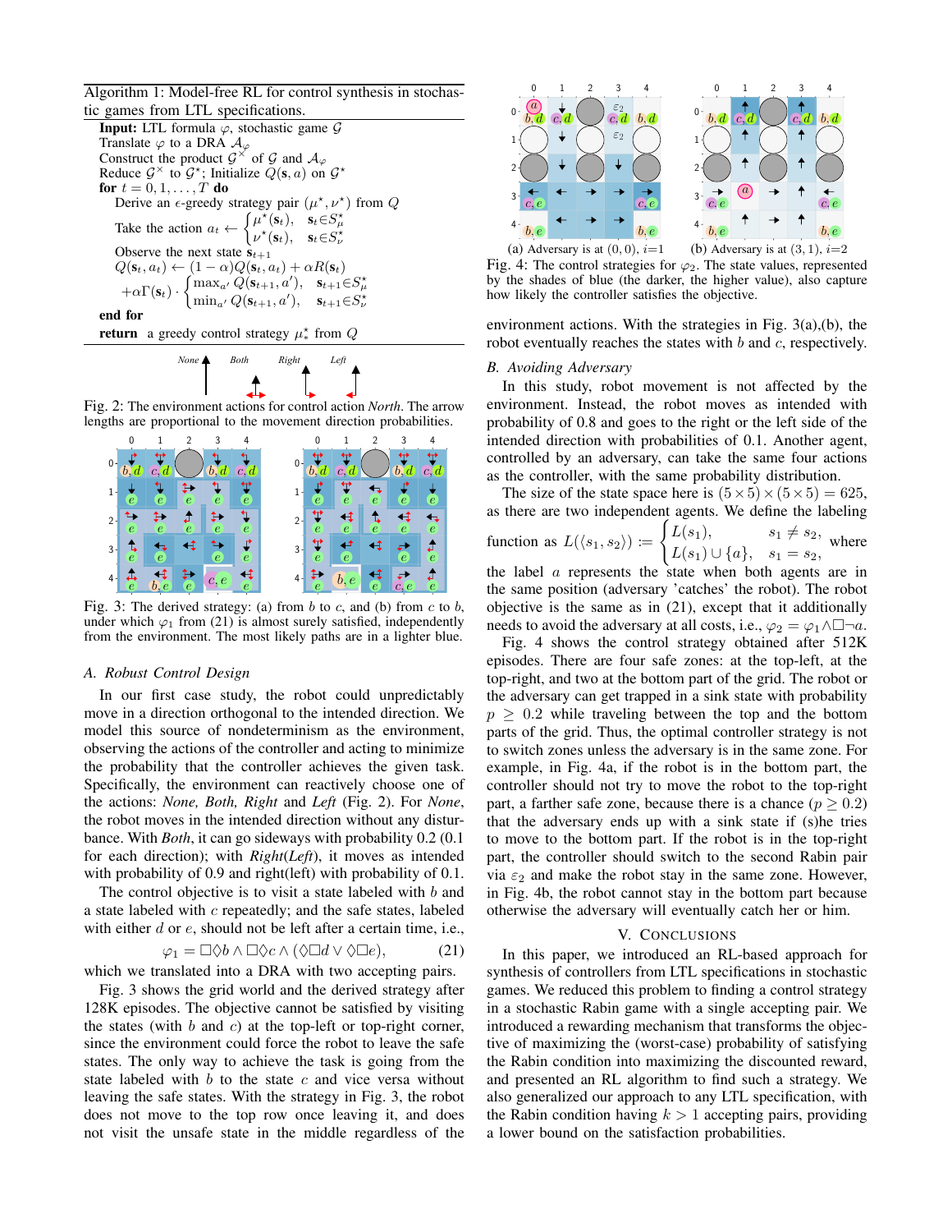**Algorithm 1:** Model-free RL for control synthesis in stochastic games from LTL specifications.

**Input:** LTL formula $\varphi$, stochastic game $\mathcal{G}$

Translate $\varphi$ to a DRA $\mathcal{A}_\varphi$

Construct the product $\mathcal{G}^\times$ of $\mathcal{G}$ and $\mathcal{A}_\varphi$

Reduce $\mathcal{G}^\times$ to $\mathcal{G}^\star$; Initialize $Q(\mathbf{s}, a)$ on $\mathcal{G}^\star$

**for** $t = 0, 1, \ldots, T$ **do**

  Derive an $\epsilon$-greedy strategy pair $(\mu^\star, \nu^\star)$ from $Q$

  Take the action $a_t \leftarrow \begin{cases} \mu^\star(\mathbf{s}_t), & \mathbf{s}_t \in S^\star_\mu \\ \nu^\star(\mathbf{s}_t), & \mathbf{s}_t \in S^\star_\nu \end{cases}$

  Observe the next state $\mathbf{s}_{t+1}$

  $Q(\mathbf{s}_t, a_t) \leftarrow (1-\alpha) Q(\mathbf{s}_t, a_t) + \alpha R(\mathbf{s}_t)$

  $+\alpha\Gamma(\mathbf{s}_t) \cdot \begin{cases} \max_{a'} Q(\mathbf{s}_{t+1}, a'), & \mathbf{s}_{t+1} \in S^\star_\mu \\ \min_{a'} Q(\mathbf{s}_{t+1}, a'), & \mathbf{s}_{t+1} \in S^\star_\nu \end{cases}$

**end for**

**return** a greedy control strategy $\mu^\star_*$ from $Q$

Fig. 2: The environment actions for control action *North*. The arrow lengths are proportional to the movement direction probabilities.

Fig. 3: The derived strategy: (a) from $b$ to $c$, and (b) from $c$ to $b$, under which $\varphi_1$ from (21) is almost surely satisfied, independently from the environment. The most likely paths are in a lighter blue.

### A. Robust Control Design

In our first case study, the robot could unpredictably move in a direction orthogonal to the intended direction. We model this source of nondeterminism as the environment, observing the actions of the controller and acting to minimize the probability that the controller achieves the given task. Specifically, the environment can reactively choose one of the actions: *None, Both, Right* and *Left* (Fig. 2). For *None*, the robot moves in the intended direction without any disturbance. With *Both*, it can go sideways with probability 0.2 (0.1 for each direction); with *Right*(*Left*), it moves as intended with probability of 0.9 and right(left) with probability of 0.1.

The control objective is to visit a state labeled with $b$ and a state labeled with $c$ repeatedly; and the safe states, labeled with either $d$ or $e$, should not be left after a certain time, i.e.,

$$\varphi_1 = \Box\Diamond b \wedge \Box\Diamond c \wedge (\Diamond\Box d \vee \Diamond\Box e), \tag{21}$$

which we translated into a DRA with two accepting pairs.

Fig. 3 shows the grid world and the derived strategy after 128K episodes. The objective cannot be satisfied by visiting the states (with $b$ and $c$) at the top-left or top-right corner, since the environment could force the robot to leave the safe states. The only way to achieve the task is going from the state labeled with $b$ to the state $c$ and vice versa without leaving the safe states. With the strategy in Fig. 3, the robot does not move to the top row once leaving it, and does not visit the unsafe state in the middle regardless of the environment actions. With the strategies in Fig. 3(a),(b), the robot eventually reaches the states with $b$ and $c$, respectively.

(a) Adversary is at $(0, 0)$, $i$=1

(b) Adversary is at $(3, 1)$, $i$=2

Fig. 4: The control strategies for $\varphi_2$. The state values, represented by the shades of blue (the darker, the higher value), also capture how likely the controller satisfies the objective.

### B. Avoiding Adversary

In this study, robot movement is not affected by the environment. Instead, the robot moves as intended with probability of 0.8 and goes to the right or the left side of the intended direction with probabilities of 0.1. Another agent, controlled by an adversary, can take the same four actions as the controller, with the same probability distribution.

The size of the state space here is $(5 \times 5) \times (5 \times 5) = 625$, as there are two independent agents. We define the labeling function as $L(\langle s_1, s_2 \rangle) := \begin{cases} L(s_1), & s_1 \neq s_2, \\ L(s_1) \cup \{a\}, & s_1 = s_2, \end{cases}$ where the label $a$ represents the state when both agents are in the same position (adversary 'catches' the robot). The robot objective is the same as in (21), except that it additionally needs to avoid the adversary at all costs, i.e., $\varphi_2 = \varphi_1 \wedge \Box\neg a$.

Fig. 4 shows the control strategy obtained after 512K episodes. There are four safe zones: at the top-left, at the top-right, and two at the bottom part of the grid. The robot or the adversary can get trapped in a sink state with probability $p \geq 0.2$ while traveling between the top and the bottom parts of the grid. Thus, the optimal controller strategy is not to switch zones unless the adversary is in the same zone. For example, in Fig. 4a, if the robot is in the bottom part, the controller should not try to move the robot to the top-right part, a farther safe zone, because there is a chance ($p \geq 0.2$) that the adversary ends up with a sink state if (s)he tries to move to the bottom part. If the robot is in the top-right part, the controller should switch to the second Rabin pair via $\varepsilon_2$ and make the robot stay in the same zone. However, in Fig. 4b, the robot cannot stay in the bottom part because otherwise the adversary will eventually catch her or him.

## V. Conclusions

In this paper, we introduced an RL-based approach for synthesis of controllers from LTL specifications in stochastic games. We reduced this problem to finding a control strategy in a stochastic Rabin game with a single accepting pair. We introduced a rewarding mechanism that transforms the objective of maximizing the (worst-case) probability of satisfying the Rabin condition into maximizing the discounted reward, and presented an RL algorithm to find such a strategy. We also generalized our approach to any LTL specification, with the Rabin condition having $k > 1$ accepting pairs, providing a lower bound on the satisfaction probabilities.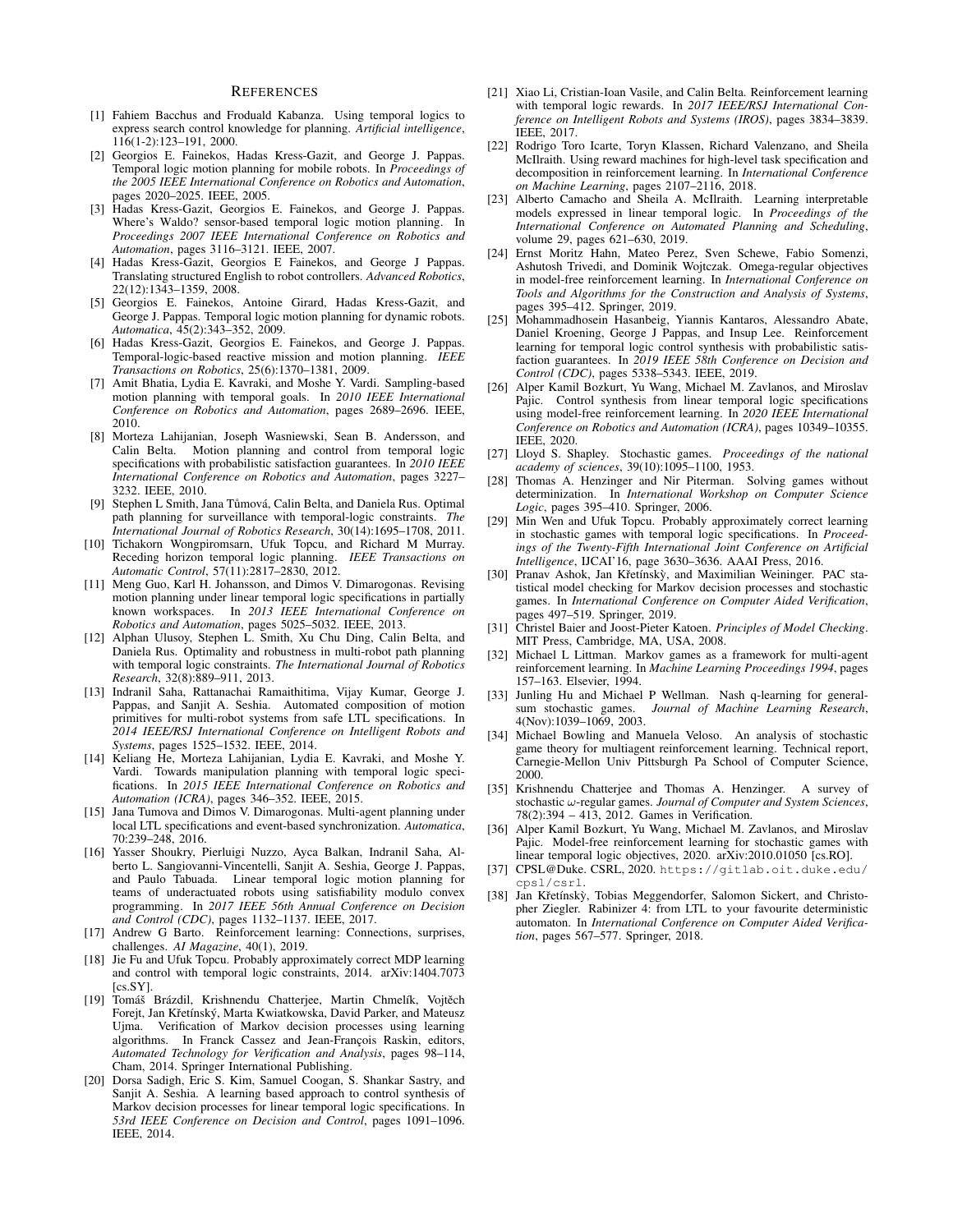# References

[1] Fahiem Bacchus and Froduald Kabanza. Using temporal logics to express search control knowledge for planning. *Artificial intelligence*, 116(1-2):123–191, 2000.

[2] Georgios E. Fainekos, Hadas Kress-Gazit, and George J. Pappas. Temporal logic motion planning for mobile robots. In *Proceedings of the 2005 IEEE International Conference on Robotics and Automation*, pages 2020–2025. IEEE, 2005.

[3] Hadas Kress-Gazit, Georgios E. Fainekos, and George J. Pappas. Where's Waldo? sensor-based temporal logic motion planning. In *Proceedings 2007 IEEE International Conference on Robotics and Automation*, pages 3116–3121. IEEE, 2007.

[4] Hadas Kress-Gazit, Georgios E Fainekos, and George J Pappas. Translating structured English to robot controllers. *Advanced Robotics*, 22(12):1343–1359, 2008.

[5] Georgios E. Fainekos, Antoine Girard, Hadas Kress-Gazit, and George J. Pappas. Temporal logic motion planning for dynamic robots. *Automatica*, 45(2):343–352, 2009.

[6] Hadas Kress-Gazit, Georgios E. Fainekos, and George J. Pappas. Temporal-logic-based reactive mission and motion planning. *IEEE Transactions on Robotics*, 25(6):1370–1381, 2009.

[7] Amit Bhatia, Lydia E. Kavraki, and Moshe Y. Vardi. Sampling-based motion planning with temporal goals. In *2010 IEEE International Conference on Robotics and Automation*, pages 2689–2696. IEEE, 2010.

[8] Morteza Lahijanian, Joseph Wasniewski, Sean B. Andersson, and Calin Belta. Motion planning and control from temporal logic specifications with probabilistic satisfaction guarantees. In *2010 IEEE International Conference on Robotics and Automation*, pages 3227–3232. IEEE, 2010.

[9] Stephen L Smith, Jana Tůmová, Calin Belta, and Daniela Rus. Optimal path planning for surveillance with temporal-logic constraints. *The International Journal of Robotics Research*, 30(14):1695–1708, 2011.

[10] Tichakorn Wongpiromsarn, Ufuk Topcu, and Richard M Murray. Receding horizon temporal logic planning. *IEEE Transactions on Automatic Control*, 57(11):2817–2830, 2012.

[11] Meng Guo, Karl H. Johansson, and Dimos V. Dimarogonas. Revising motion planning under linear temporal logic specifications in partially known workspaces. In *2013 IEEE International Conference on Robotics and Automation*, pages 5025–5032. IEEE, 2013.

[12] Alphan Ulusoy, Stephen L. Smith, Xu Chu Ding, Calin Belta, and Daniela Rus. Optimality and robustness in multi-robot path planning with temporal logic constraints. *The International Journal of Robotics Research*, 32(8):889–911, 2013.

[13] Indranil Saha, Rattanachai Ramaithitima, Vijay Kumar, George J. Pappas, and Sanjit A. Seshia. Automated composition of motion primitives for multi-robot systems from safe LTL specifications. In *2014 IEEE/RSJ International Conference on Intelligent Robots and Systems*, pages 1525–1532. IEEE, 2014.

[14] Keliang He, Morteza Lahijanian, Lydia E. Kavraki, and Moshe Y. Vardi. Towards manipulation planning with temporal logic specifications. In *2015 IEEE International Conference on Robotics and Automation (ICRA)*, pages 346–352. IEEE, 2015.

[15] Jana Tumova and Dimos V. Dimarogonas. Multi-agent planning under local LTL specifications and event-based synchronization. *Automatica*, 70:239–248, 2016.

[16] Yasser Shoukry, Pierluigi Nuzzo, Ayca Balkan, Indranil Saha, Alberto L. Sangiovanni-Vincentelli, Sanjit A. Seshia, George J. Pappas, and Paulo Tabuada. Linear temporal logic motion planning for teams of underactuated robots using satisfiability modulo convex programming. In *2017 IEEE 56th Annual Conference on Decision and Control (CDC)*, pages 1132–1137. IEEE, 2017.

[17] Andrew G Barto. Reinforcement learning: Connections, surprises, challenges. *AI Magazine*, 40(1), 2019.

[18] Jie Fu and Ufuk Topcu. Probably approximately correct MDP learning and control with temporal logic constraints, 2014. arXiv:1404.7073 [cs.SY].

[19] Tomáš Brázdil, Krishnendu Chatterjee, Martin Chmelík, Vojtěch Forejt, Jan Křetínský, Marta Kwiatkowska, David Parker, and Mateusz Ujma. Verification of Markov decision processes using learning algorithms. In Franck Cassez and Jean-François Raskin, editors, *Automated Technology for Verification and Analysis*, pages 98–114, Cham, 2014. Springer International Publishing.

[20] Dorsa Sadigh, Eric S. Kim, Samuel Coogan, S. Shankar Sastry, and Sanjit A. Seshia. A learning based approach to control synthesis of Markov decision processes for linear temporal logic specifications. In *53rd IEEE Conference on Decision and Control*, pages 1091–1096. IEEE, 2014.

[21] Xiao Li, Cristian-Ioan Vasile, and Calin Belta. Reinforcement learning with temporal logic rewards. In *2017 IEEE/RSJ International Conference on Intelligent Robots and Systems (IROS)*, pages 3834–3839. IEEE, 2017.

[22] Rodrigo Toro Icarte, Toryn Klassen, Richard Valenzano, and Sheila McIlraith. Using reward machines for high-level task specification and decomposition in reinforcement learning. In *International Conference on Machine Learning*, pages 2107–2116, 2018.

[23] Alberto Camacho and Sheila A. McIlraith. Learning interpretable models expressed in linear temporal logic. In *Proceedings of the International Conference on Automated Planning and Scheduling*, volume 29, pages 621–630, 2019.

[24] Ernst Moritz Hahn, Mateo Perez, Sven Schewe, Fabio Somenzi, Ashutosh Trivedi, and Dominik Wojtczak. Omega-regular objectives in model-free reinforcement learning. In *International Conference on Tools and Algorithms for the Construction and Analysis of Systems*, pages 395–412. Springer, 2019.

[25] Mohammadhosein Hasanbeig, Yiannis Kantaros, Alessandro Abate, Daniel Kroening, George J Pappas, and Insup Lee. Reinforcement learning for temporal logic control synthesis with probabilistic satisfaction guarantees. In *2019 IEEE 58th Conference on Decision and Control (CDC)*, pages 5338–5343. IEEE, 2019.

[26] Alper Kamil Bozkurt, Yu Wang, Michael M. Zavlanos, and Miroslav Pajic. Control synthesis from linear temporal logic specifications using model-free reinforcement learning. In *2020 IEEE International Conference on Robotics and Automation (ICRA)*, pages 10349–10355. IEEE, 2020.

[27] Lloyd S. Shapley. Stochastic games. *Proceedings of the national academy of sciences*, 39(10):1095–1100, 1953.

[28] Thomas A. Henzinger and Nir Piterman. Solving games without determinization. In *International Workshop on Computer Science Logic*, pages 395–410. Springer, 2006.

[29] Min Wen and Ufuk Topcu. Probably approximately correct learning in stochastic games with temporal logic specifications. In *Proceedings of the Twenty-Fifth International Joint Conference on Artificial Intelligence*, IJCAI'16, page 3630–3636. AAAI Press, 2016.

[30] Pranav Ashok, Jan Křetínskỳ, and Maximilian Weininger. PAC statistical model checking for Markov decision processes and stochastic games. In *International Conference on Computer Aided Verification*, pages 497–519. Springer, 2019.

[31] Christel Baier and Joost-Pieter Katoen. *Principles of Model Checking*. MIT Press, Cambridge, MA, USA, 2008.

[32] Michael L Littman. Markov games as a framework for multi-agent reinforcement learning. In *Machine Learning Proceedings 1994*, pages 157–163. Elsevier, 1994.

[33] Junling Hu and Michael P Wellman. Nash q-learning for general-sum stochastic games. *Journal of Machine Learning Research*, 4(Nov):1039–1069, 2003.

[34] Michael Bowling and Manuela Veloso. An analysis of stochastic game theory for multiagent reinforcement learning. Technical report, Carnegie-Mellon Univ Pittsburgh Pa School of Computer Science, 2000.

[35] Krishnendu Chatterjee and Thomas A. Henzinger. A survey of stochastic $\omega$-regular games. *Journal of Computer and System Sciences*, 78(2):394 – 413, 2012. Games in Verification.

[36] Alper Kamil Bozkurt, Yu Wang, Michael M. Zavlanos, and Miroslav Pajic. Model-free reinforcement learning for stochastic games with linear temporal logic objectives, 2020. arXiv:2010.01050 [cs.RO].

[37] CPSL@Duke. CSRL, 2020. https://gitlab.oit.duke.edu/cpsl/csrl.

[38] Jan Křetínskỳ, Tobias Meggendorfer, Salomon Sickert, and Christopher Ziegler. Rabinizer 4: from LTL to your favourite deterministic automaton. In *International Conference on Computer Aided Verification*, pages 567–577. Springer, 2018.